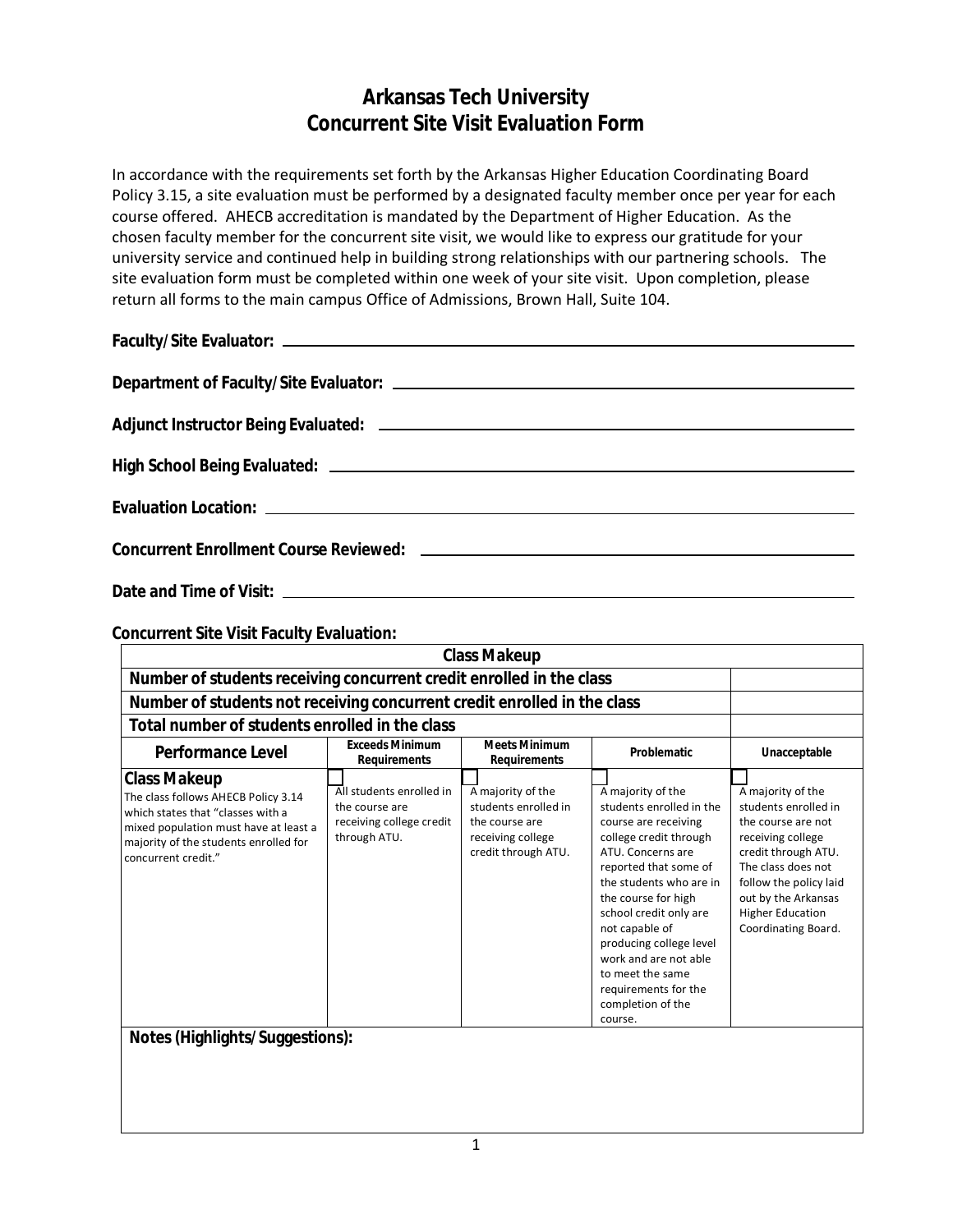# Arkansas Tech University
## Concurrent Site Visit Evaluation Form

In accordance with the requirements set forth by the Arkansas Higher Education Coordinating Board Policy 3.15, a site evaluation must be performed by a designated faculty member once per year for each course offered. AHECB accreditation is mandated by the Department of Higher Education. As the chosen faculty member for the concurrent site visit, we would like to express our gratitude for your university service and continued help in building strong relationships with our partnering schools. The site evaluation form must be completed within one week of your site visit. Upon completion, please return all forms to the main campus Office of Admissions, Brown Hall, Suite 104.

**Faculty/Site Evaluator:** ______________________________

**Department of Faculty/Site Evaluator:** ______________________________

**Adjunct Instructor Being Evaluated:** ______________________________

**High School Being Evaluated:** ______________________________

**Evaluation Location:** ______________________________

**Concurrent Enrollment Course Reviewed:** ______________________________

**Date and Time of Visit:** ______________________________

**Concurrent Site Visit Faculty Evaluation:**

| **Class Makeup** | | | | |
|---|---|---|---|---|
| **Number of students receiving concurrent credit enrolled in the class** | | | | |
| **Number of students not receiving concurrent credit enrolled in the class** | | | | |
| **Total number of students enrolled in the class** | | | | |
| **Performance Level** | **Exceeds Minimum Requirements** | **Meets Minimum Requirements** | **Problematic** | **Unacceptable** |
| **Class Makeup** The class follows AHECB Policy 3.14 which states that "classes with a mixed population must have at least a majority of the students enrolled for concurrent credit." | ☐ All students enrolled in the course are receiving college credit through ATU. | ☐ A majority of the students enrolled in the course are receiving college credit through ATU. | ☐ A majority of the students enrolled in the course are receiving college credit through ATU. Concerns are reported that some of the students who are in the course for high school credit only are not capable of producing college level work and are not able to meet the same requirements for the completion of the course. | ☐ A majority of the students enrolled in the course are not receiving college credit through ATU. The class does not follow the policy laid out by the Arkansas Higher Education Coordinating Board. |
| **Notes (Highlights/Suggestions):** | | | | |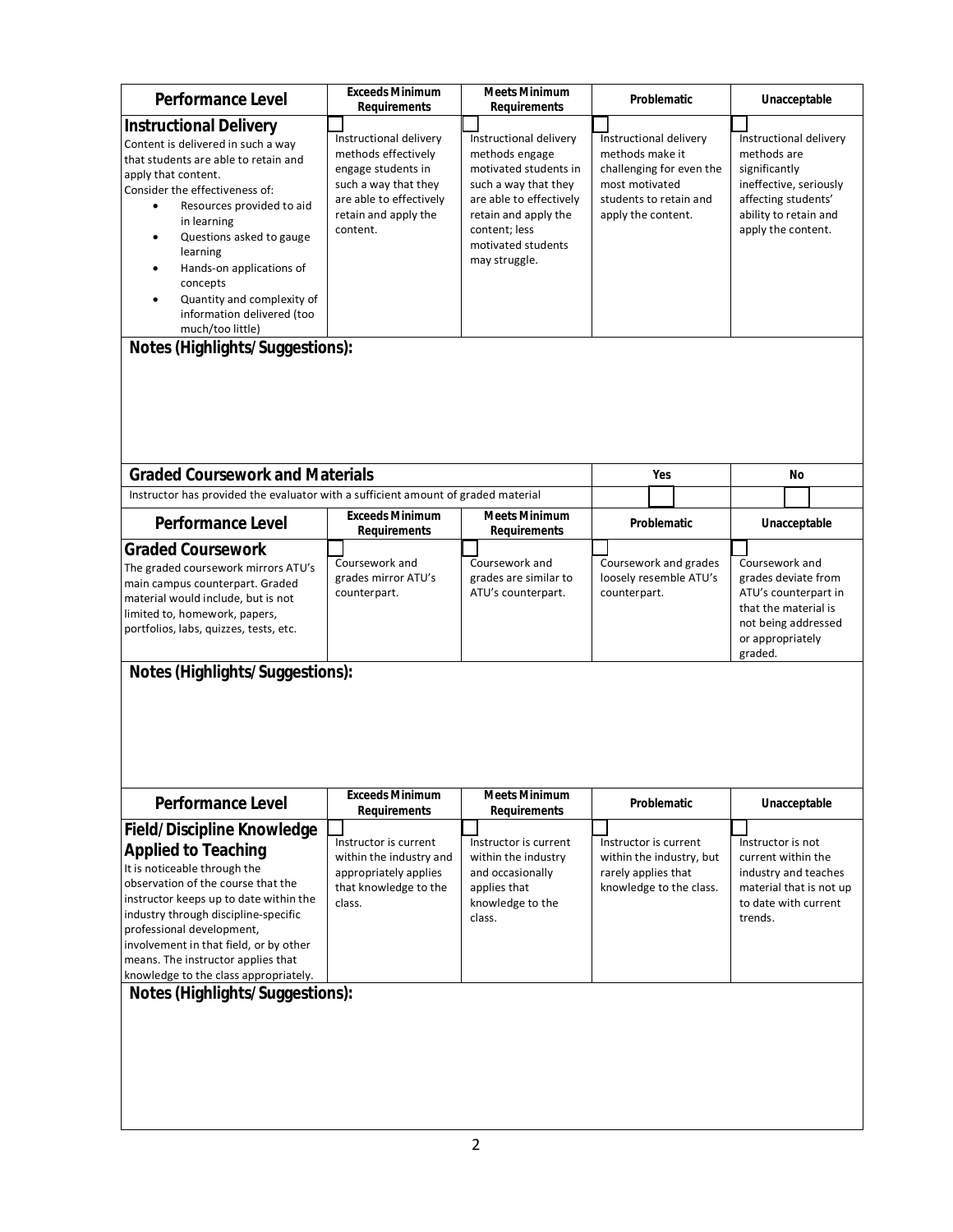| Performance Level | Exceeds Minimum Requirements | Meets Minimum Requirements | Problematic | Unacceptable |
|---|---|---|---|---|
| **Instructional Delivery**<br>Content is delivered in such a way that students are able to retain and apply that content.<br>Consider the effectiveness of:<br>• Resources provided to aid in learning<br>• Questions asked to gauge learning<br>• Hands-on applications of concepts<br>• Quantity and complexity of information delivered (too much/too little) | ☐ Instructional delivery methods effectively engage students in such a way that they are able to effectively retain and apply the content. | ☐ Instructional delivery methods engage motivated students in such a way that they are able to effectively retain and apply the content; less motivated students may struggle. | ☐ Instructional delivery methods make it challenging for even the most motivated students to retain and apply the content. | ☐ Instructional delivery methods are significantly ineffective, seriously affecting students' ability to retain and apply the content. |

**Notes (Highlights/Suggestions):**

| Graded Coursework and Materials | Yes | No |
|---|---|---|
| Instructor has provided the evaluator with a sufficient amount of graded material | ☐ | ☐ |

| Performance Level | Exceeds Minimum Requirements | Meets Minimum Requirements | Problematic | Unacceptable |
|---|---|---|---|---|
| **Graded Coursework**<br>The graded coursework mirrors ATU's main campus counterpart. Graded material would include, but is not limited to, homework, papers, portfolios, labs, quizzes, tests, etc. | ☐ Coursework and grades mirror ATU's counterpart. | ☐ Coursework and grades are similar to ATU's counterpart. | ☐ Coursework and grades loosely resemble ATU's counterpart. | ☐ Coursework and grades deviate from ATU's counterpart in that the material is not being addressed or appropriately graded. |

**Notes (Highlights/Suggestions):**

| Performance Level | Exceeds Minimum Requirements | Meets Minimum Requirements | Problematic | Unacceptable |
|---|---|---|---|---|
| **Field/Discipline Knowledge Applied to Teaching**<br>It is noticeable through the observation of the course that the instructor keeps up to date within the industry through discipline-specific professional development, involvement in that field, or by other means. The instructor applies that knowledge to the class appropriately. | ☐ Instructor is current within the industry and appropriately applies that knowledge to the class. | ☐ Instructor is current within the industry and occasionally applies that knowledge to the class. | ☐ Instructor is current within the industry, but rarely applies that knowledge to the class. | ☐ Instructor is not current within the industry and teaches material that is not up to date with current trends. |

**Notes (Highlights/Suggestions):**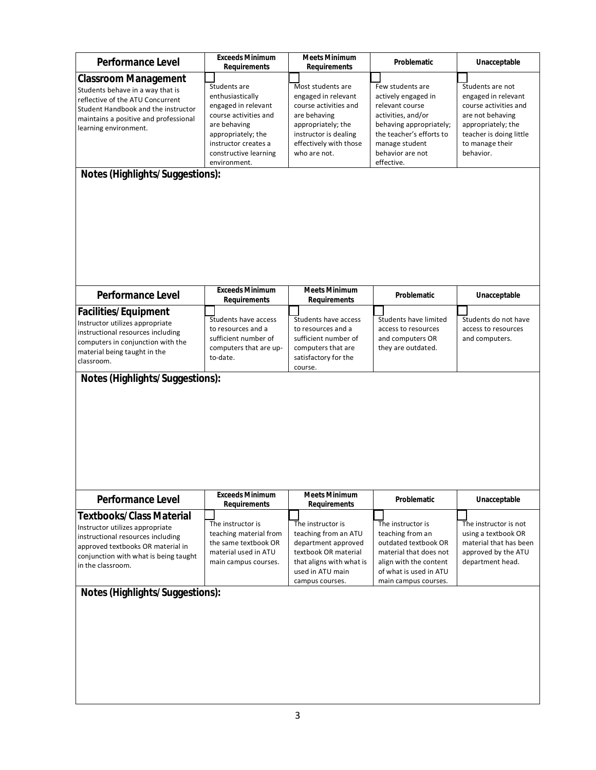| Performance Level | Exceeds Minimum Requirements | Meets Minimum Requirements | Problematic | Unacceptable |
|---|---|---|---|---|
| **Classroom Management**<br>Students behave in a way that is reflective of the ATU Concurrent Student Handbook and the instructor maintains a positive and professional learning environment. | ☐ Students are enthusiastically engaged in relevant course activities and are behaving appropriately; the instructor creates a constructive learning environment. | ☐ Most students are engaged in relevant course activities and are behaving appropriately; the instructor is dealing effectively with those who are not. | ☐ Few students are actively engaged in relevant course activities, and/or behaving appropriately; the teacher's efforts to manage student behavior are not effective. | ☐ Students are not engaged in relevant course activities and are not behaving appropriately; the teacher is doing little to manage their behavior. |

**Notes (Highlights/Suggestions):**

| Performance Level | Exceeds Minimum Requirements | Meets Minimum Requirements | Problematic | Unacceptable |
|---|---|---|---|---|
| **Facilities/Equipment**<br>Instructor utilizes appropriate instructional resources including computers in conjunction with the material being taught in the classroom. | ☐ Students have access to resources and a sufficient number of computers that are up-to-date. | ☐ Students have access to resources and a sufficient number of computers that are satisfactory for the course. | ☐ Students have limited access to resources and computers OR they are outdated. | ☐ Students do not have access to resources and computers. |

**Notes (Highlights/Suggestions):**

| Performance Level | Exceeds Minimum Requirements | Meets Minimum Requirements | Problematic | Unacceptable |
|---|---|---|---|---|
| **Textbooks/Class Material**<br>Instructor utilizes appropriate instructional resources including approved textbooks OR material in conjunction with what is being taught in the classroom. | ☐ The instructor is teaching material from the same textbook OR material used in ATU main campus courses. | ☐ The instructor is teaching from an ATU department approved textbook OR material that aligns with what is used in ATU main campus courses. | ☐ The instructor is teaching from an outdated textbook OR material that does not align with the content of what is used in ATU main campus courses. | ☐ The instructor is not using a textbook OR material that has been approved by the ATU department head. |

**Notes (Highlights/Suggestions):**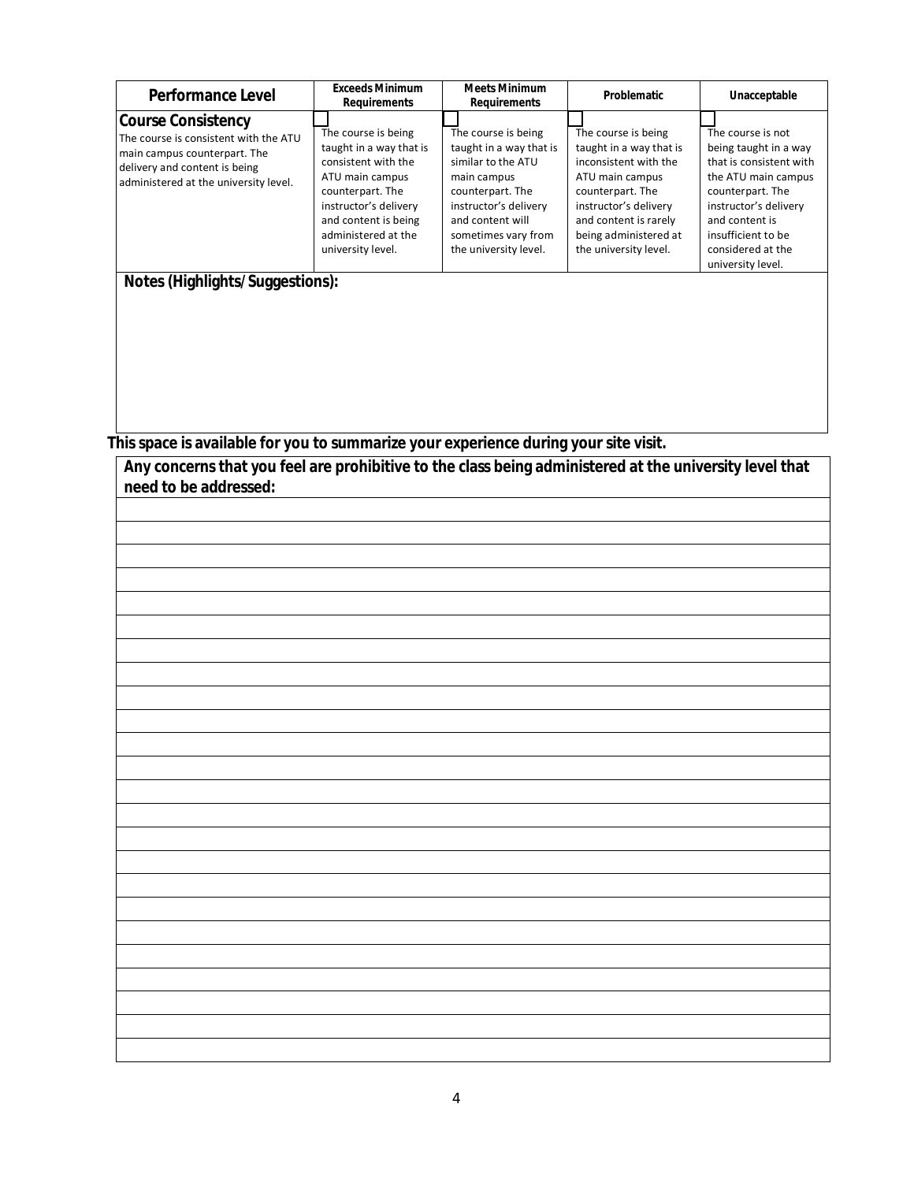| Performance Level | Exceeds Minimum Requirements | Meets Minimum Requirements | Problematic | Unacceptable |
|---|---|---|---|---|
| **Course Consistency** The course is consistent with the ATU main campus counterpart. The delivery and content is being administered at the university level. | ☐ The course is being taught in a way that is consistent with the ATU main campus counterpart. The instructor's delivery and content is being administered at the university level. | ☐ The course is being taught in a way that is similar to the ATU main campus counterpart. The instructor's delivery and content will sometimes vary from the university level. | ☐ The course is being taught in a way that is inconsistent with the ATU main campus counterpart. The instructor's delivery and content is rarely being administered at the university level. | ☐ The course is not being taught in a way that is consistent with the ATU main campus counterpart. The instructor's delivery and content is insufficient to be considered at the university level. |

**Notes (Highlights/Suggestions):**

**This space is available for you to summarize your experience during your site visit.**

| Any concerns that you feel are prohibitive to the class being administered at the university level that need to be addressed: |
|---|
| |
| |
| |
| |
| |
| |
| |
| |
| |
| |
| |
| |
| |
| |
| |
| |
| |
| |
| |
| |
| |
| |
| |
| |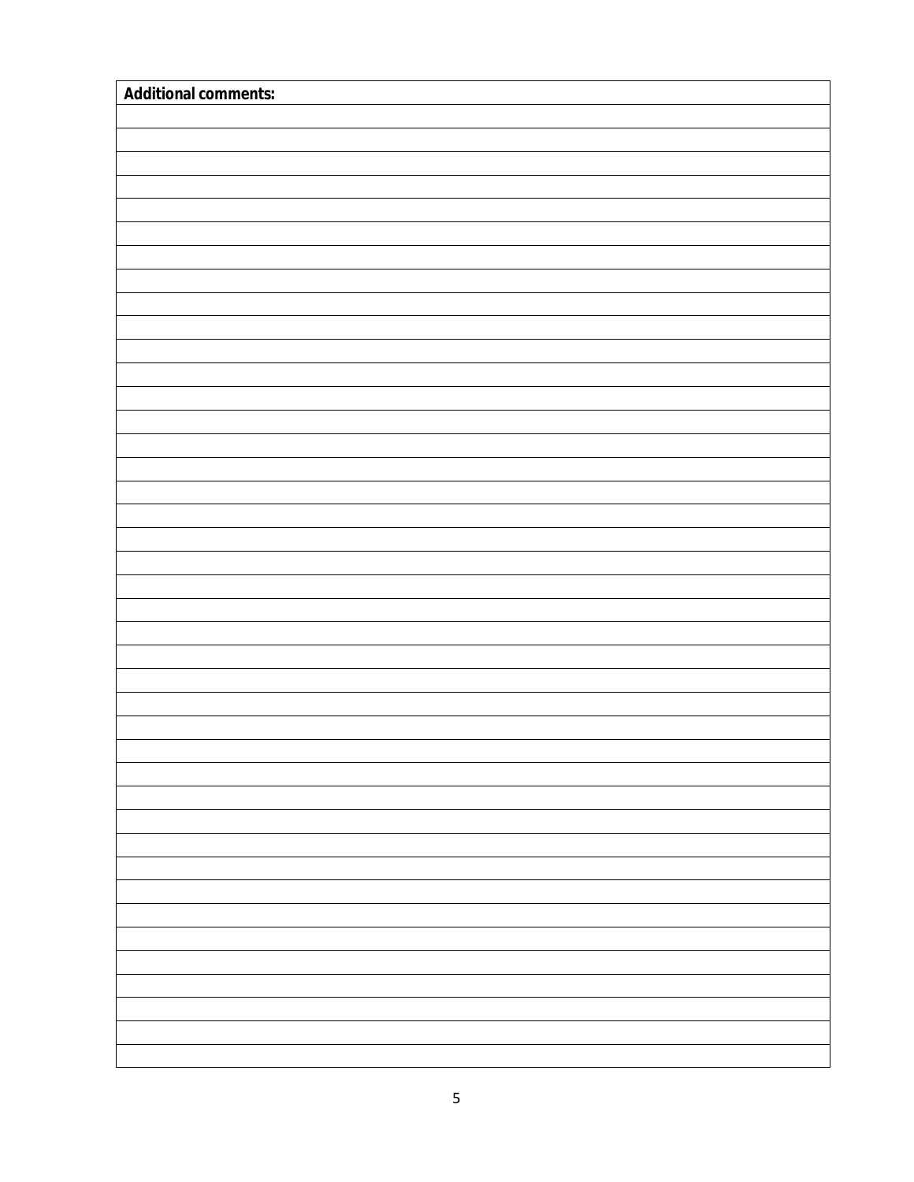**Additional comments:**